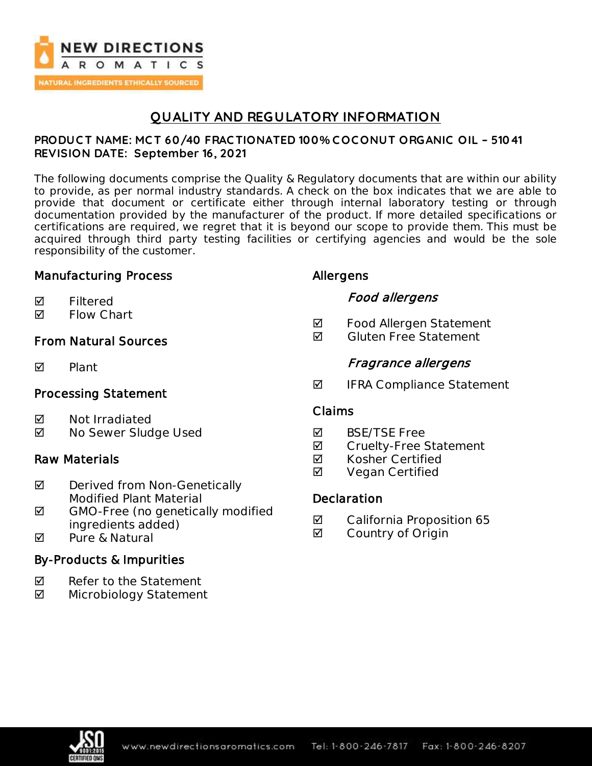# QUALITY AND REGULATORY INFORMATION

**PRODUCT NAME: MCT 60/40 FRACTIONATED 100% COCONUT ORGANIC OIL – 51041**
**REVISION DATE: September 16, 2021**

The following documents comprise the Quality & Regulatory documents that are within our ability to provide, as per normal industry standards. A check on the box indicates that we are able to provide that document or certificate either through internal laboratory testing or through documentation provided by the manufacturer of the product. If more detailed specifications or certifications are required, we regret that it is beyond our scope to provide them. This must be acquired through third party testing facilities or certifying agencies and would be the sole responsibility of the customer.

## Manufacturing Process

- ☑ Filtered
- ☑ Flow Chart

## From Natural Sources

- ☑ Plant

## Processing Statement

- ☑ Not Irradiated
- ☑ No Sewer Sludge Used

## Raw Materials

- ☑ Derived from Non-Genetically Modified Plant Material
- ☑ GMO-Free (no genetically modified ingredients added)
- ☑ Pure & Natural

## By-Products & Impurities

- ☑ Refer to the Statement
- ☑ Microbiology Statement

## Allergens

### *Food allergens*

- ☑ Food Allergen Statement
- ☑ Gluten Free Statement

### *Fragrance allergens*

- ☑ IFRA Compliance Statement

## Claims

- ☑ BSE/TSE Free
- ☑ Cruelty-Free Statement
- ☑ Kosher Certified
- ☑ Vegan Certified

## Declaration

- ☑ California Proposition 65
- ☑ Country of Origin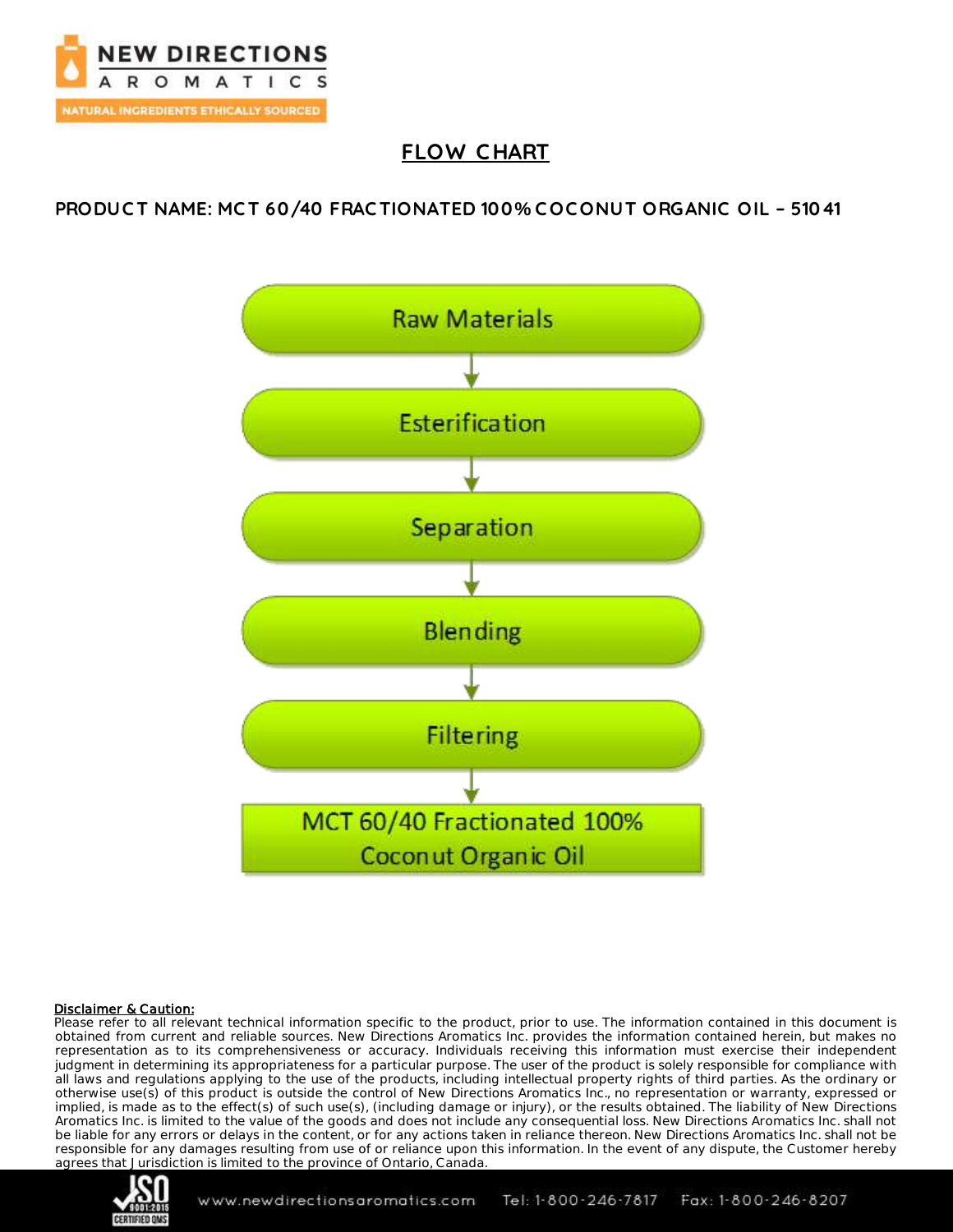## FLOW CHART

### PRODUCT NAME: MCT 60/40 FRACTIONATED 100% COCONUT ORGANIC OIL – 51041

Raw Materials
↓
Esterification
↓
Separation
↓
Blending
↓
Filtering
↓
MCT 60/40 Fractionated 100% Coconut Organic Oil

**Disclaimer & Caution:**
Please refer to all relevant technical information specific to the product, prior to use. The information contained in this document is obtained from current and reliable sources. New Directions Aromatics Inc. provides the information contained herein, but makes no representation as to its comprehensiveness or accuracy. Individuals receiving this information must exercise their independent judgment in determining its appropriateness for a particular purpose. The user of the product is solely responsible for compliance with all laws and regulations applying to the use of the products, including intellectual property rights of third parties. As the ordinary or otherwise use(s) of this product is outside the control of New Directions Aromatics Inc., no representation or warranty, expressed or implied, is made as to the effect(s) of such use(s), (including damage or injury), or the results obtained. The liability of New Directions Aromatics Inc. is limited to the value of the goods and does not include any consequential loss. New Directions Aromatics Inc. shall not be liable for any errors or delays in the content, or for any actions taken in reliance thereon. New Directions Aromatics Inc. shall not be responsible for any damages resulting from use of or reliance upon this information. In the event of any dispute, the Customer hereby agrees that Jurisdiction is limited to the province of Ontario, Canada.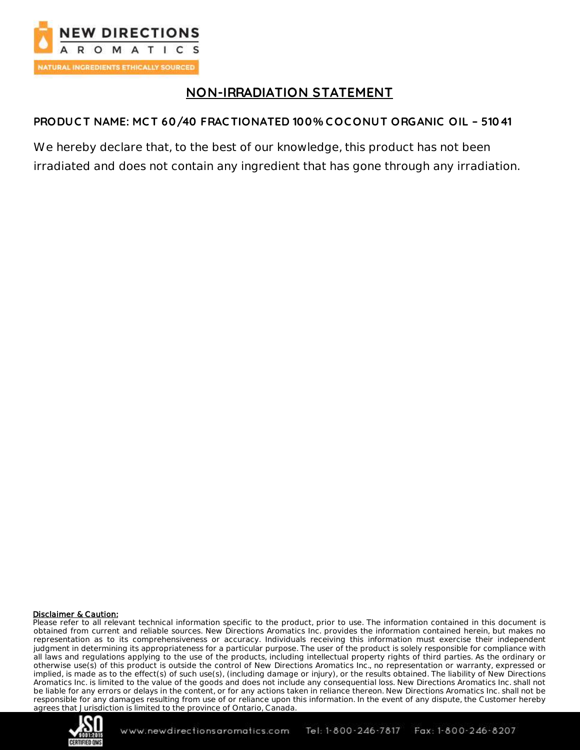# NON-IRRADIATION STATEMENT

**PRODUCT NAME: MCT 60/40 FRACTIONATED 100% COCONUT ORGANIC OIL – 51041**

We hereby declare that, to the best of our knowledge, this product has not been irradiated and does not contain any ingredient that has gone through any irradiation.

**Disclaimer & Caution:**

Please refer to all relevant technical information specific to the product, prior to use. The information contained in this document is obtained from current and reliable sources. New Directions Aromatics Inc. provides the information contained herein, but makes no representation as to its comprehensiveness or accuracy. Individuals receiving this information must exercise their independent judgment in determining its appropriateness for a particular purpose. The user of the product is solely responsible for compliance with all laws and regulations applying to the use of the products, including intellectual property rights of third parties. As the ordinary or otherwise use(s) of this product is outside the control of New Directions Aromatics Inc., no representation or warranty, expressed or implied, is made as to the effect(s) of such use(s), (including damage or injury), or the results obtained. The liability of New Directions Aromatics Inc. is limited to the value of the goods and does not include any consequential loss. New Directions Aromatics Inc. shall not be liable for any errors or delays in the content, or for any actions taken in reliance thereon. New Directions Aromatics Inc. shall not be responsible for any damages resulting from use of or reliance upon this information. In the event of any dispute, the Customer hereby agrees that Jurisdiction is limited to the province of Ontario, Canada.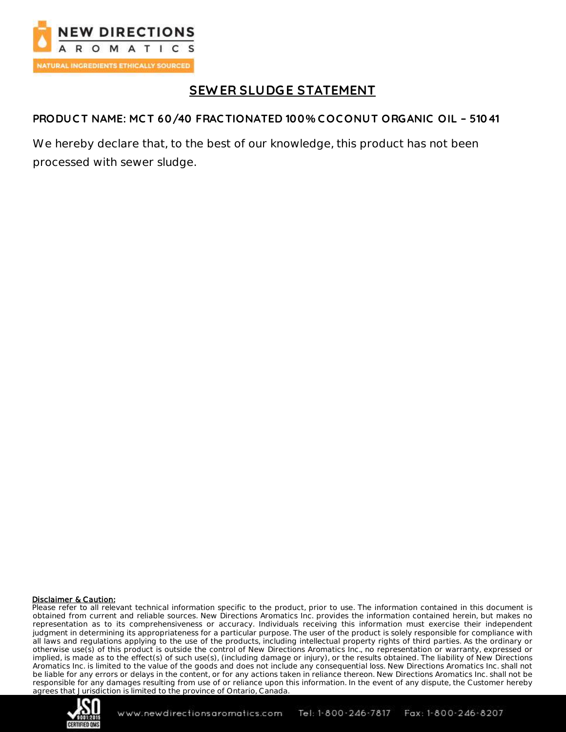# SEWER SLUDGE STATEMENT

**PRODUCT NAME: MCT 60/40 FRACTIONATED 100% COCONUT ORGANIC OIL – 51041**

We hereby declare that, to the best of our knowledge, this product has not been processed with sewer sludge.

**Disclaimer & Caution:**
Please refer to all relevant technical information specific to the product, prior to use. The information contained in this document is obtained from current and reliable sources. New Directions Aromatics Inc. provides the information contained herein, but makes no representation as to its comprehensiveness or accuracy. Individuals receiving this information must exercise their independent judgment in determining its appropriateness for a particular purpose. The user of the product is solely responsible for compliance with all laws and regulations applying to the use of the products, including intellectual property rights of third parties. As the ordinary or otherwise use(s) of this product is outside the control of New Directions Aromatics Inc., no representation or warranty, expressed or implied, is made as to the effect(s) of such use(s), (including damage or injury), or the results obtained. The liability of New Directions Aromatics Inc. is limited to the value of the goods and does not include any consequential loss. New Directions Aromatics Inc. shall not be liable for any errors or delays in the content, or for any actions taken in reliance thereon. New Directions Aromatics Inc. shall not be responsible for any damages resulting from use of or reliance upon this information. In the event of any dispute, the Customer hereby agrees that Jurisdiction is limited to the province of Ontario, Canada.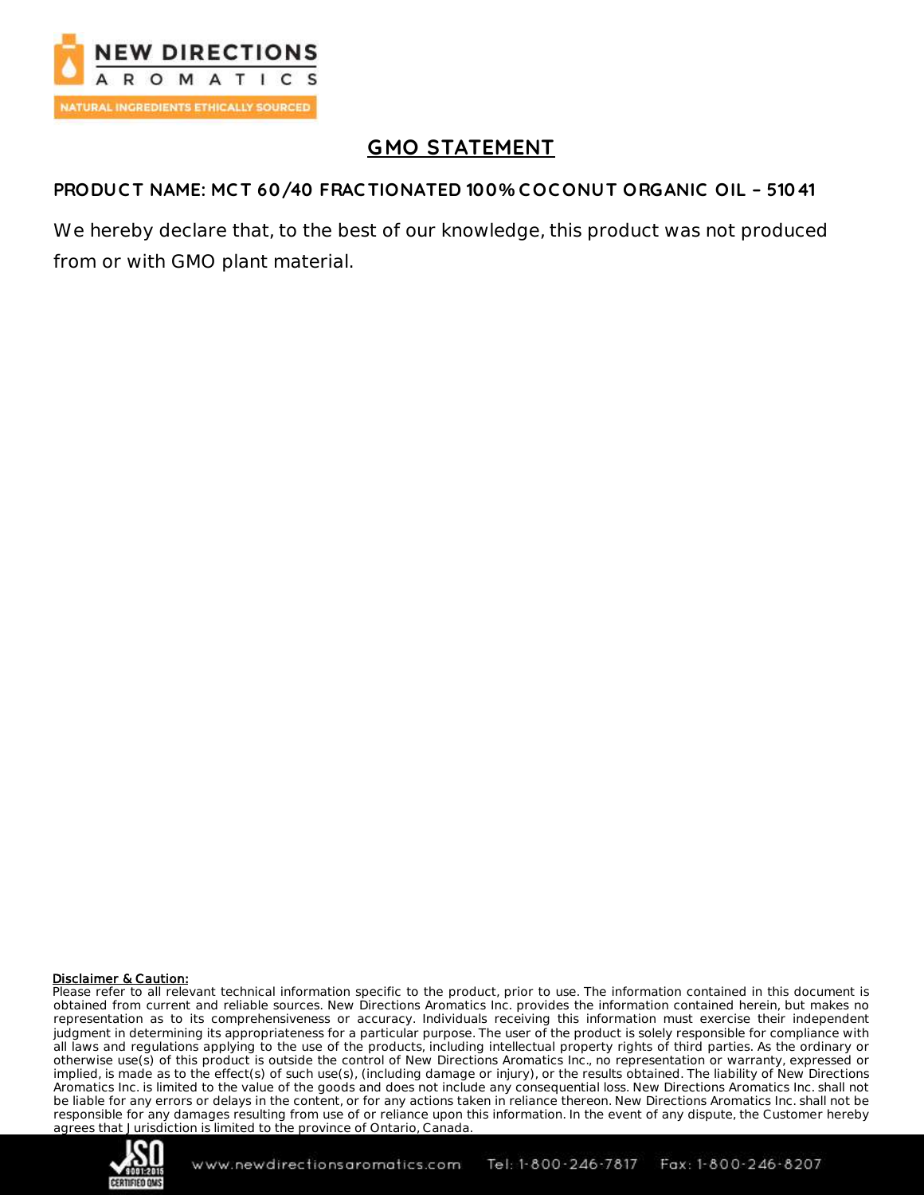# GMO STATEMENT

**PRODUCT NAME: MCT 60/40 FRACTIONATED 100% COCONUT ORGANIC OIL – 51041**

We hereby declare that, to the best of our knowledge, this product was not produced from or with GMO plant material.

**Disclaimer & Caution:**
Please refer to all relevant technical information specific to the product, prior to use. The information contained in this document is obtained from current and reliable sources. New Directions Aromatics Inc. provides the information contained herein, but makes no representation as to its comprehensiveness or accuracy. Individuals receiving this information must exercise their independent judgment in determining its appropriateness for a particular purpose. The user of the product is solely responsible for compliance with all laws and regulations applying to the use of the products, including intellectual property rights of third parties. As the ordinary or otherwise use(s) of this product is outside the control of New Directions Aromatics Inc., no representation or warranty, expressed or implied, is made as to the effect(s) of such use(s), (including damage or injury), or the results obtained. The liability of New Directions Aromatics Inc. is limited to the value of the goods and does not include any consequential loss. New Directions Aromatics Inc. shall not be liable for any errors or delays in the content, or for any actions taken in reliance thereon. New Directions Aromatics Inc. shall not be responsible for any damages resulting from use of or reliance upon this information. In the event of any dispute, the Customer hereby agrees that Jurisdiction is limited to the province of Ontario, Canada.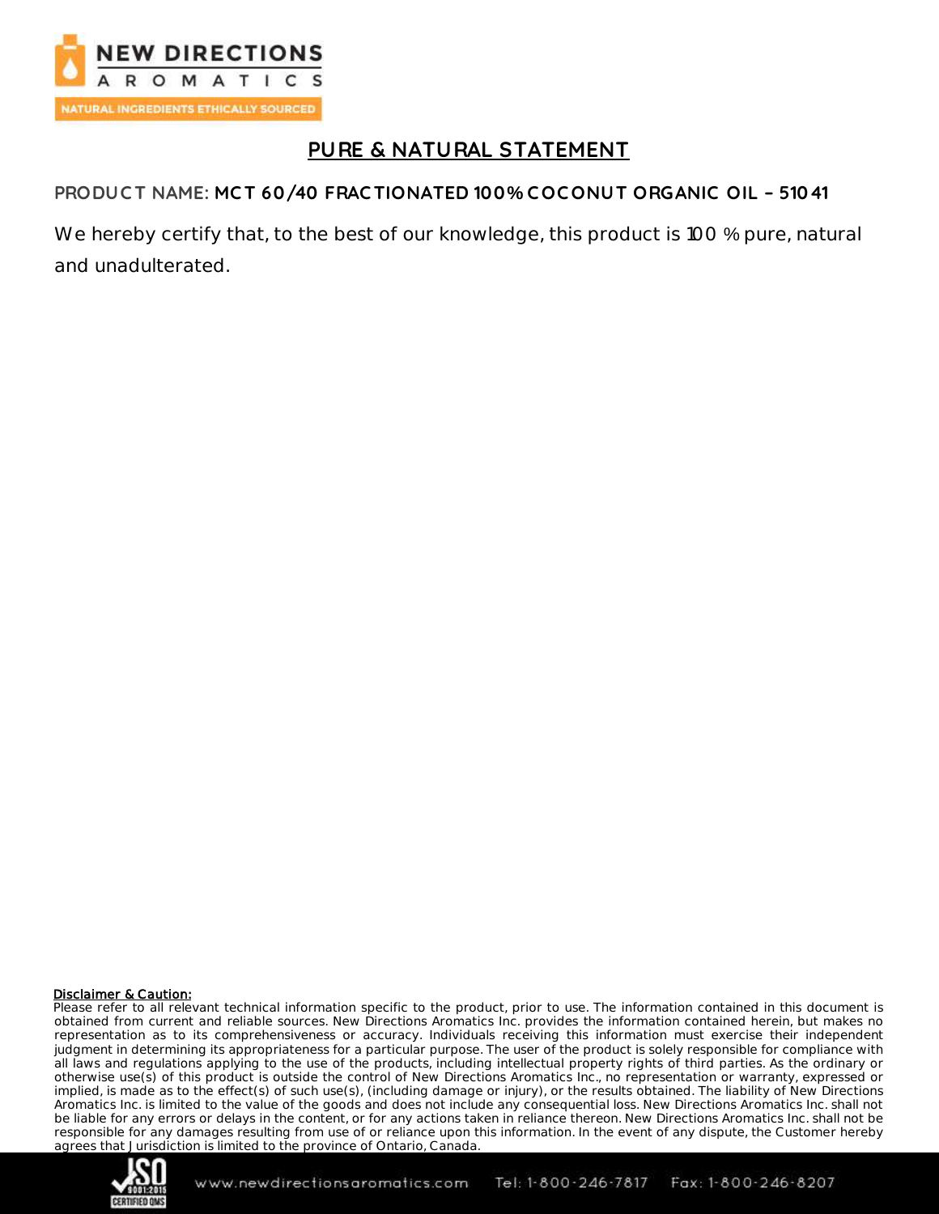## PURE & NATURAL STATEMENT

**PRODUCT NAME:** **MCT 60/40 FRACTIONATED 100% COCONUT ORGANIC OIL – 51041**

We hereby certify that, to the best of our knowledge, this product is 100 % pure, natural and unadulterated.

**Disclaimer & Caution:**
Please refer to all relevant technical information specific to the product, prior to use. The information contained in this document is obtained from current and reliable sources. New Directions Aromatics Inc. provides the information contained herein, but makes no representation as to its comprehensiveness or accuracy. Individuals receiving this information must exercise their independent judgment in determining its appropriateness for a particular purpose. The user of the product is solely responsible for compliance with all laws and regulations applying to the use of the products, including intellectual property rights of third parties. As the ordinary or otherwise use(s) of this product is outside the control of New Directions Aromatics Inc., no representation or warranty, expressed or implied, is made as to the effect(s) of such use(s), (including damage or injury), or the results obtained. The liability of New Directions Aromatics Inc. is limited to the value of the goods and does not include any consequential loss. New Directions Aromatics Inc. shall not be liable for any errors or delays in the content, or for any actions taken in reliance thereon. New Directions Aromatics Inc. shall not be responsible for any damages resulting from use of or reliance upon this information. In the event of any dispute, the Customer hereby agrees that Jurisdiction is limited to the province of Ontario, Canada.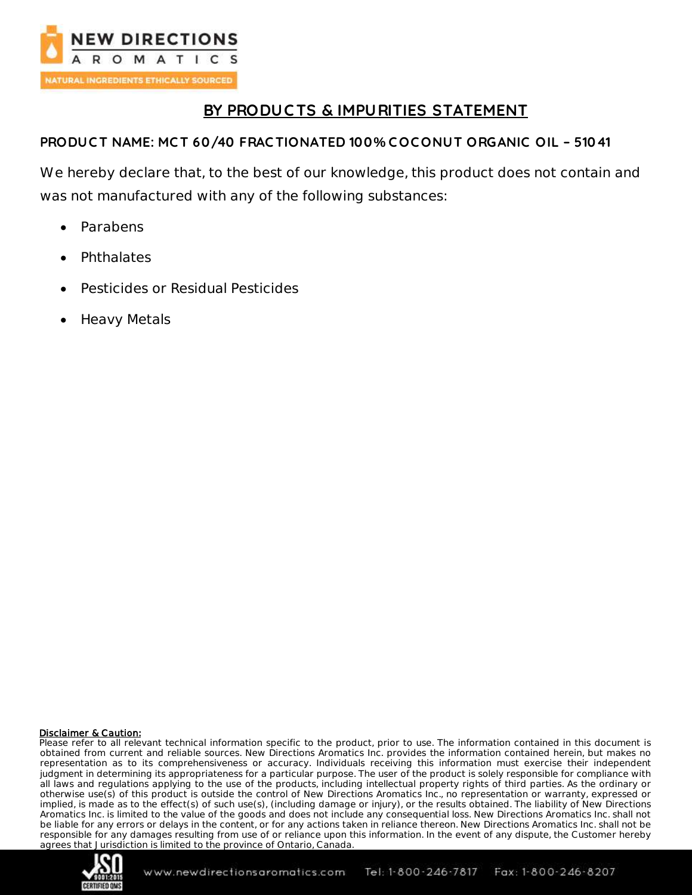## BY PRODUCTS & IMPURITIES STATEMENT

**PRODUCT NAME: MCT 60/40 FRACTIONATED 100% COCONUT ORGANIC OIL – 51041**

We hereby declare that, to the best of our knowledge, this product does not contain and was not manufactured with any of the following substances:

- Parabens
- Phthalates
- Pesticides or Residual Pesticides
- Heavy Metals

**Disclaimer & Caution:**

Please refer to all relevant technical information specific to the product, prior to use. The information contained in this document is obtained from current and reliable sources. New Directions Aromatics Inc. provides the information contained herein, but makes no representation as to its comprehensiveness or accuracy. Individuals receiving this information must exercise their independent judgment in determining its appropriateness for a particular purpose. The user of the product is solely responsible for compliance with all laws and regulations applying to the use of the products, including intellectual property rights of third parties. As the ordinary or otherwise use(s) of this product is outside the control of New Directions Aromatics Inc., no representation or warranty, expressed or implied, is made as to the effect(s) of such use(s), (including damage or injury), or the results obtained. The liability of New Directions Aromatics Inc. is limited to the value of the goods and does not include any consequential loss. New Directions Aromatics Inc. shall not be liable for any errors or delays in the content, or for any actions taken in reliance thereon. New Directions Aromatics Inc. shall not be responsible for any damages resulting from use of or reliance upon this information. In the event of any dispute, the Customer hereby agrees that Jurisdiction is limited to the province of Ontario, Canada.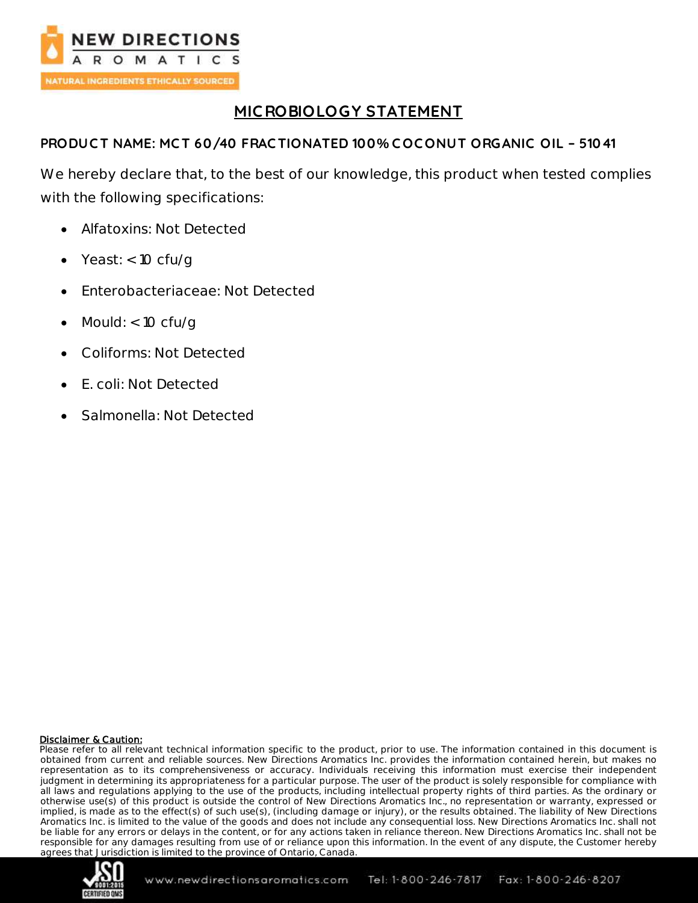# MICROBIOLOGY STATEMENT

## PRODUCT NAME: MCT 60/40 FRACTIONATED 100% COCONUT ORGANIC OIL – 51041

We hereby declare that, to the best of our knowledge, this product when tested complies with the following specifications:

- Alfatoxins: Not Detected
- Yeast: < 10 cfu/g
- Enterobacteriaceae: Not Detected
- Mould: < 10 cfu/g
- Coliforms: Not Detected
- E. coli: Not Detected
- Salmonella: Not Detected

**Disclaimer & Caution:**
Please refer to all relevant technical information specific to the product, prior to use. The information contained in this document is obtained from current and reliable sources. New Directions Aromatics Inc. provides the information contained herein, but makes no representation as to its comprehensiveness or accuracy. Individuals receiving this information must exercise their independent judgment in determining its appropriateness for a particular purpose. The user of the product is solely responsible for compliance with all laws and regulations applying to the use of the products, including intellectual property rights of third parties. As the ordinary or otherwise use(s) of this product is outside the control of New Directions Aromatics Inc., no representation or warranty, expressed or implied, is made as to the effect(s) of such use(s), (including damage or injury), or the results obtained. The liability of New Directions Aromatics Inc. is limited to the value of the goods and does not include any consequential loss. New Directions Aromatics Inc. shall not be liable for any errors or delays in the content, or for any actions taken in reliance thereon. New Directions Aromatics Inc. shall not be responsible for any damages resulting from use of or reliance upon this information. In the event of any dispute, the Customer hereby agrees that Jurisdiction is limited to the province of Ontario, Canada.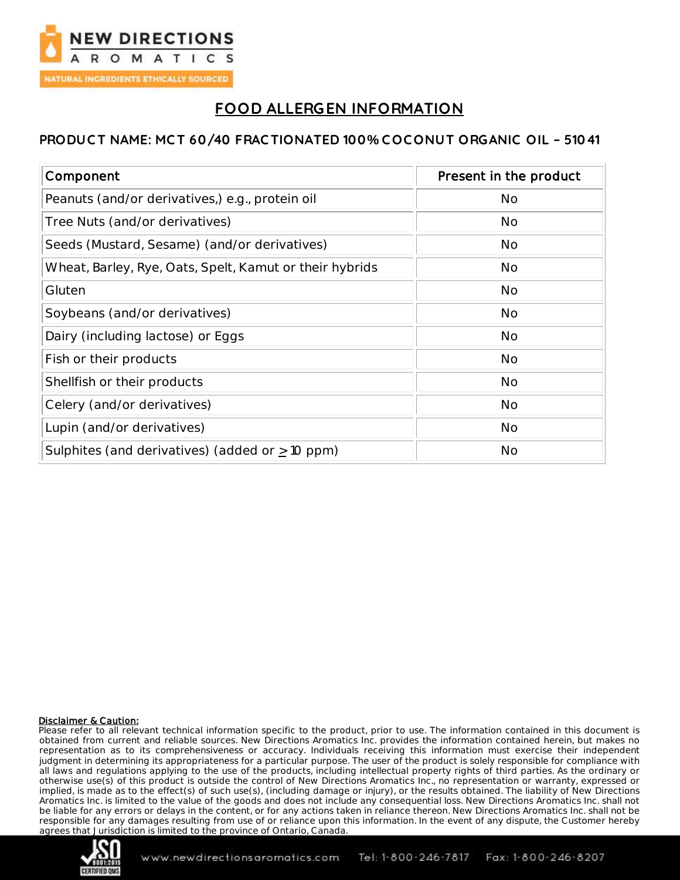# FOOD ALLERGEN INFORMATION

## PRODUCT NAME: MCT 60/40 FRACTIONATED 100% COCONUT ORGANIC OIL – 51041

| Component | Present in the product |
|---|---|
| Peanuts (and/or derivatives,) e.g., protein oil | No |
| Tree Nuts (and/or derivatives) | No |
| Seeds (Mustard, Sesame) (and/or derivatives) | No |
| Wheat, Barley, Rye, Oats, Spelt, Kamut or their hybrids | No |
| Gluten | No |
| Soybeans (and/or derivatives) | No |
| Dairy (including lactose) or Eggs | No |
| Fish or their products | No |
| Shellfish or their products | No |
| Celery (and/or derivatives) | No |
| Lupin (and/or derivatives) | No |
| Sulphites (and derivatives) (added or $\geq$ 10 ppm) | No |

**Disclaimer & Caution:**

Please refer to all relevant technical information specific to the product, prior to use. The information contained in this document is obtained from current and reliable sources. New Directions Aromatics Inc. provides the information contained herein, but makes no representation as to its comprehensiveness or accuracy. Individuals receiving this information must exercise their independent judgment in determining its appropriateness for a particular purpose. The user of the product is solely responsible for compliance with all laws and regulations applying to the use of the products, including intellectual property rights of third parties. As the ordinary or otherwise use(s) of this product is outside the control of New Directions Aromatics Inc., no representation or warranty, expressed or implied, is made as to the effect(s) of such use(s), (including damage or injury), or the results obtained. The liability of New Directions Aromatics Inc. is limited to the value of the goods and does not include any consequential loss. New Directions Aromatics Inc. shall not be liable for any errors or delays in the content, or for any actions taken in reliance thereon. New Directions Aromatics Inc. shall not be responsible for any damages resulting from use of or reliance upon this information. In the event of any dispute, the Customer hereby agrees that Jurisdiction is limited to the province of Ontario, Canada.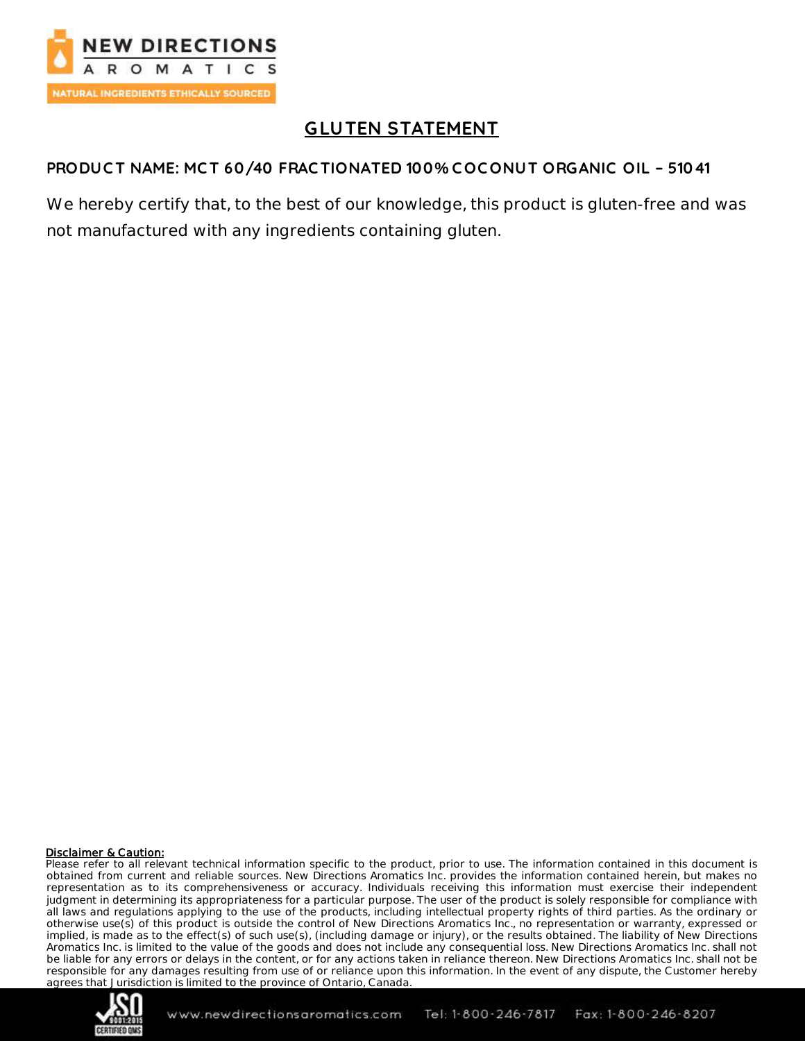# GLUTEN STATEMENT

**PRODUCT NAME: MCT 60/40 FRACTIONATED 100% COCONUT ORGANIC OIL – 51041**

We hereby certify that, to the best of our knowledge, this product is gluten-free and was not manufactured with any ingredients containing gluten.

**Disclaimer & Caution:**

Please refer to all relevant technical information specific to the product, prior to use. The information contained in this document is obtained from current and reliable sources. New Directions Aromatics Inc. provides the information contained herein, but makes no representation as to its comprehensiveness or accuracy. Individuals receiving this information must exercise their independent judgment in determining its appropriateness for a particular purpose. The user of the product is solely responsible for compliance with all laws and regulations applying to the use of the products, including intellectual property rights of third parties. As the ordinary or otherwise use(s) of this product is outside the control of New Directions Aromatics Inc., no representation or warranty, expressed or implied, is made as to the effect(s) of such use(s), (including damage or injury), or the results obtained. The liability of New Directions Aromatics Inc. is limited to the value of the goods and does not include any consequential loss. New Directions Aromatics Inc. shall not be liable for any errors or delays in the content, or for any actions taken in reliance thereon. New Directions Aromatics Inc. shall not be responsible for any damages resulting from use of or reliance upon this information. In the event of any dispute, the Customer hereby agrees that Jurisdiction is limited to the province of Ontario, Canada.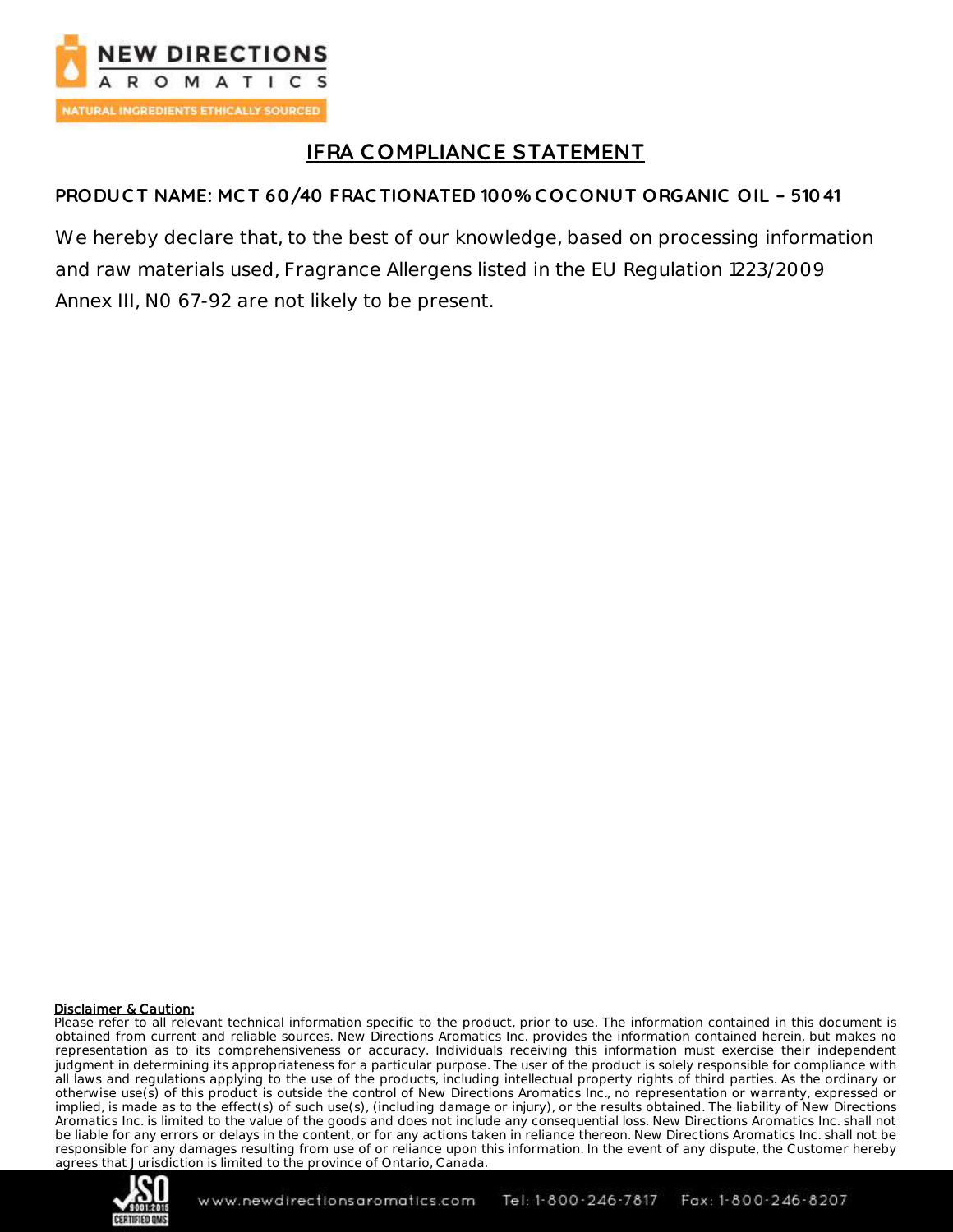# IFRA COMPLIANCE STATEMENT

## PRODUCT NAME: MCT 60/40 FRACTIONATED 100% COCONUT ORGANIC OIL – 51041

We hereby declare that, to the best of our knowledge, based on processing information and raw materials used, Fragrance Allergens listed in the EU Regulation 1223/2009 Annex III, N0 67-92 are not likely to be present.

**Disclaimer & Caution:**

Please refer to all relevant technical information specific to the product, prior to use. The information contained in this document is obtained from current and reliable sources. New Directions Aromatics Inc. provides the information contained herein, but makes no representation as to its comprehensiveness or accuracy. Individuals receiving this information must exercise their independent judgment in determining its appropriateness for a particular purpose. The user of the product is solely responsible for compliance with all laws and regulations applying to the use of the products, including intellectual property rights of third parties. As the ordinary or otherwise use(s) of this product is outside the control of New Directions Aromatics Inc., no representation or warranty, expressed or implied, is made as to the effect(s) of such use(s), (including damage or injury), or the results obtained. The liability of New Directions Aromatics Inc. is limited to the value of the goods and does not include any consequential loss. New Directions Aromatics Inc. shall not be liable for any errors or delays in the content, or for any actions taken in reliance thereon. New Directions Aromatics Inc. shall not be responsible for any damages resulting from use of or reliance upon this information. In the event of any dispute, the Customer hereby agrees that Jurisdiction is limited to the province of Ontario, Canada.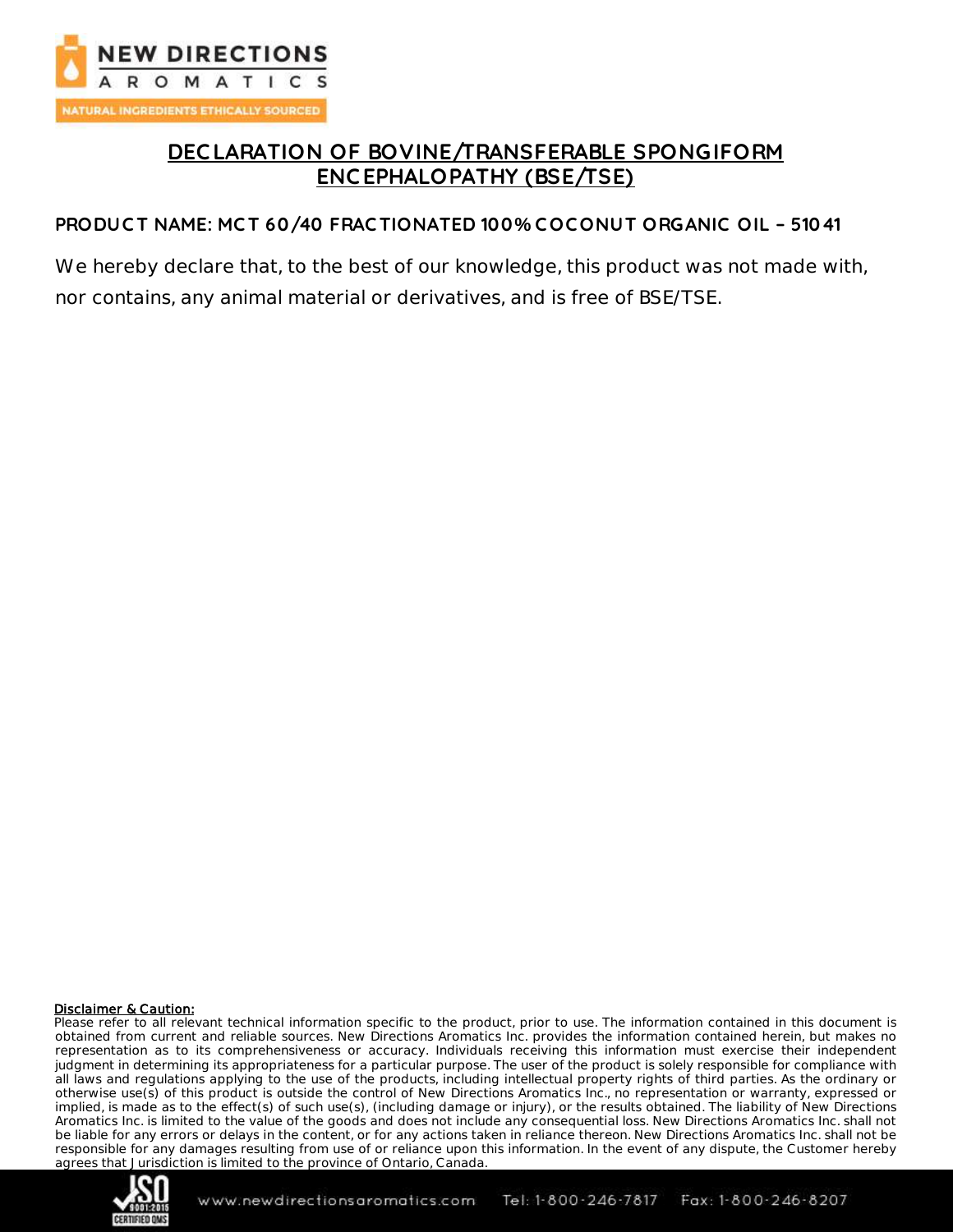# DECLARATION OF BOVINE/TRANSFERABLE SPONGIFORM ENCEPHALOPATHY (BSE/TSE)

**PRODUCT NAME: MCT 60/40 FRACTIONATED 100% COCONUT ORGANIC OIL – 51041**

We hereby declare that, to the best of our knowledge, this product was not made with, nor contains, any animal material or derivatives, and is free of BSE/TSE.

**Disclaimer & Caution:**
Please refer to all relevant technical information specific to the product, prior to use. The information contained in this document is obtained from current and reliable sources. New Directions Aromatics Inc. provides the information contained herein, but makes no representation as to its comprehensiveness or accuracy. Individuals receiving this information must exercise their independent judgment in determining its appropriateness for a particular purpose. The user of the product is solely responsible for compliance with all laws and regulations applying to the use of the products, including intellectual property rights of third parties. As the ordinary or otherwise use(s) of this product is outside the control of New Directions Aromatics Inc., no representation or warranty, expressed or implied, is made as to the effect(s) of such use(s), (including damage or injury), or the results obtained. The liability of New Directions Aromatics Inc. is limited to the value of the goods and does not include any consequential loss. New Directions Aromatics Inc. shall not be liable for any errors or delays in the content, or for any actions taken in reliance thereon. New Directions Aromatics Inc. shall not be responsible for any damages resulting from use of or reliance upon this information. In the event of any dispute, the Customer hereby agrees that Jurisdiction is limited to the province of Ontario, Canada.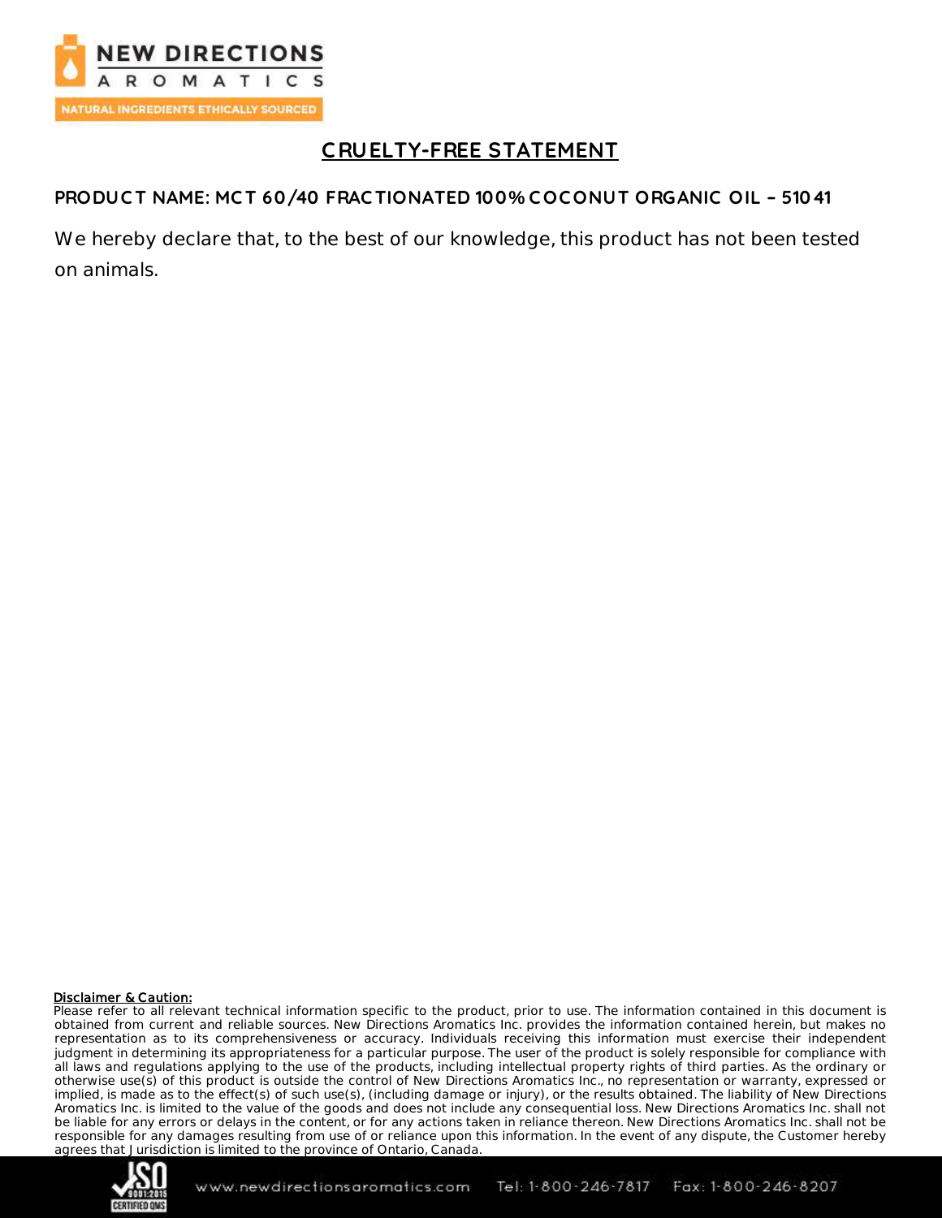NEW DIRECTIONS AROMATICS

NATURAL INGREDIENTS ETHICALLY SOURCED

# CRUELTY-FREE STATEMENT

**PRODUCT NAME: MCT 60/40 FRACTIONATED 100% COCONUT ORGANIC OIL – 51041**

We hereby declare that, to the best of our knowledge, this product has not been tested on animals.

**Disclaimer & Caution:**

Please refer to all relevant technical information specific to the product, prior to use. The information contained in this document is obtained from current and reliable sources. New Directions Aromatics Inc. provides the information contained herein, but makes no representation as to its comprehensiveness or accuracy. Individuals receiving this information must exercise their independent judgment in determining its appropriateness for a particular purpose. The user of the product is solely responsible for compliance with all laws and regulations applying to the use of the products, including intellectual property rights of third parties. As the ordinary or otherwise use(s) of this product is outside the control of New Directions Aromatics Inc., no representation or warranty, expressed or implied, is made as to the effect(s) of such use(s), (including damage or injury), or the results obtained. The liability of New Directions Aromatics Inc. is limited to the value of the goods and does not include any consequential loss. New Directions Aromatics Inc. shall not be liable for any errors or delays in the content, or for any actions taken in reliance thereon. New Directions Aromatics Inc. shall not be responsible for any damages resulting from use of or reliance upon this information. In the event of any dispute, the Customer hereby agrees that Jurisdiction is limited to the province of Ontario, Canada.

www.newdirectionsaromatics.com Tel: 1-800-246-7817 Fax: 1-800-246-8207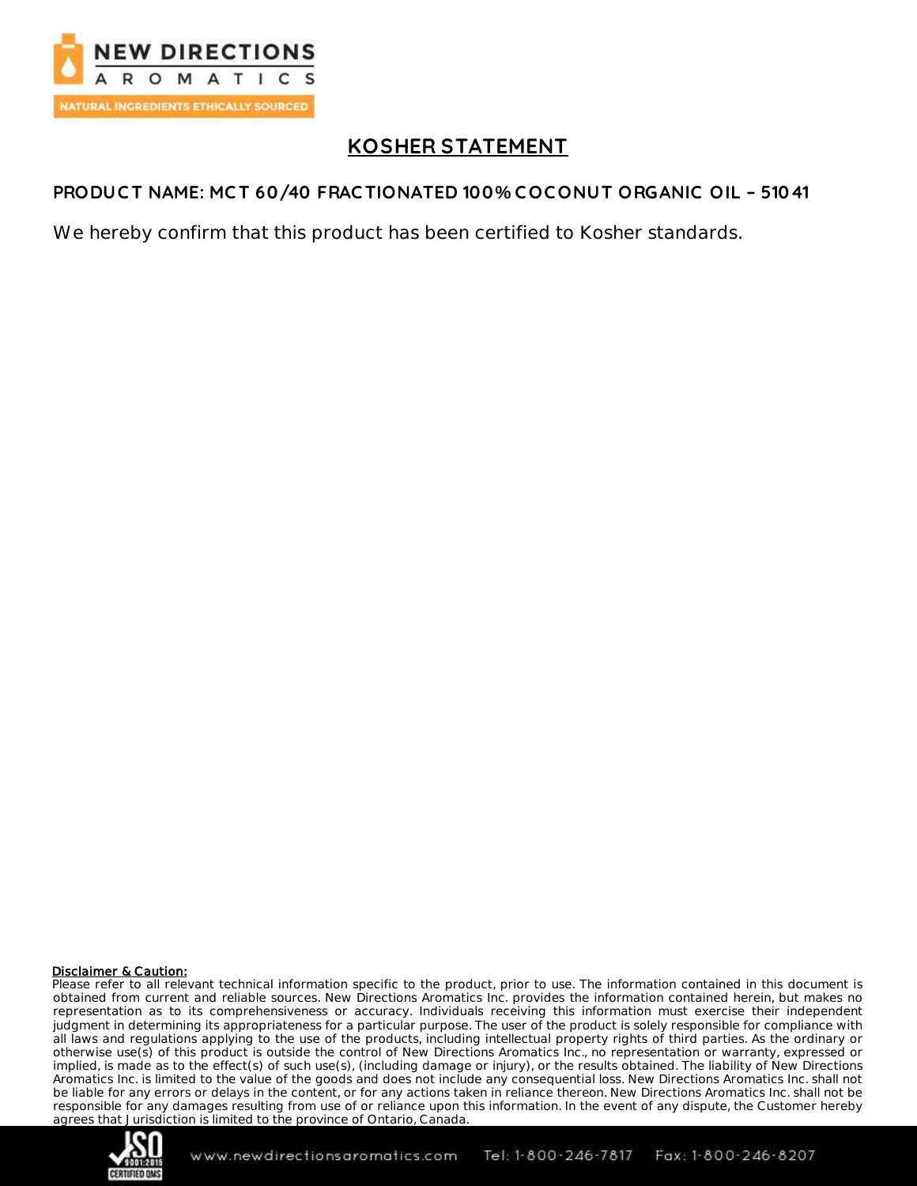# KOSHER STATEMENT

## PRODUCT NAME: MCT 60/40 FRACTIONATED 100% COCONUT ORGANIC OIL – 51041

We hereby confirm that this product has been certified to Kosher standards.

**Disclaimer & Caution:**

Please refer to all relevant technical information specific to the product, prior to use. The information contained in this document is obtained from current and reliable sources. New Directions Aromatics Inc. provides the information contained herein, but makes no representation as to its comprehensiveness or accuracy. Individuals receiving this information must exercise their independent judgment in determining its appropriateness for a particular purpose. The user of the product is solely responsible for compliance with all laws and regulations applying to the use of the products, including intellectual property rights of third parties. As the ordinary or otherwise use(s) of this product is outside the control of New Directions Aromatics Inc., no representation or warranty, expressed or implied, is made as to the effect(s) of such use(s), (including damage or injury), or the results obtained. The liability of New Directions Aromatics Inc. is limited to the value of the goods and does not include any consequential loss. New Directions Aromatics Inc. shall not be liable for any errors or delays in the content, or for any actions taken in reliance thereon. New Directions Aromatics Inc. shall not be responsible for any damages resulting from use of or reliance upon this information. In the event of any dispute, the Customer hereby agrees that Jurisdiction is limited to the province of Ontario, Canada.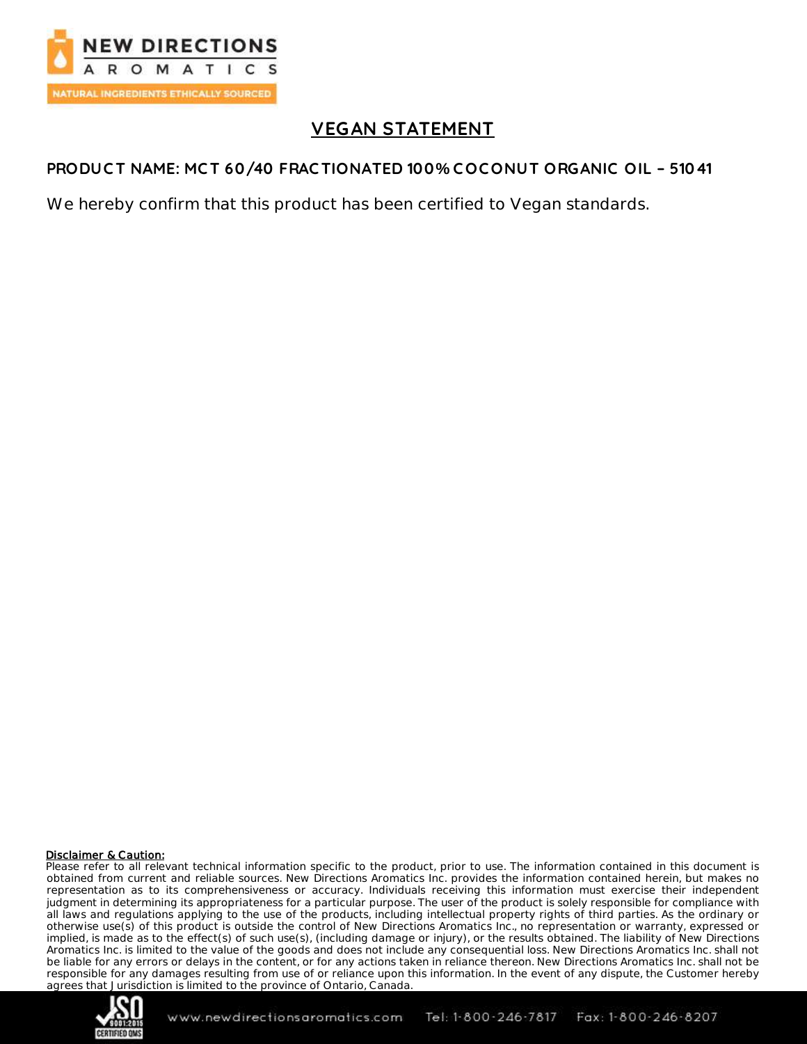NEW DIRECTIONS AROMATICS
NATURAL INGREDIENTS ETHICALLY SOURCED

# VEGAN STATEMENT

**PRODUCT NAME: MCT 60/40 FRACTIONATED 100% COCONUT ORGANIC OIL – 51041**

We hereby confirm that this product has been certified to Vegan standards.

**Disclaimer & Caution:**
Please refer to all relevant technical information specific to the product, prior to use. The information contained in this document is obtained from current and reliable sources. New Directions Aromatics Inc. provides the information contained herein, but makes no representation as to its comprehensiveness or accuracy. Individuals receiving this information must exercise their independent judgment in determining its appropriateness for a particular purpose. The user of the product is solely responsible for compliance with all laws and regulations applying to the use of the products, including intellectual property rights of third parties. As the ordinary or otherwise use(s) of this product is outside the control of New Directions Aromatics Inc., no representation or warranty, expressed or implied, is made as to the effect(s) of such use(s), (including damage or injury), or the results obtained. The liability of New Directions Aromatics Inc. is limited to the value of the goods and does not include any consequential loss. New Directions Aromatics Inc. shall not be liable for any errors or delays in the content, or for any actions taken in reliance thereon. New Directions Aromatics Inc. shall not be responsible for any damages resulting from use of or reliance upon this information. In the event of any dispute, the Customer hereby agrees that Jurisdiction is limited to the province of Ontario, Canada.

www.newdirectionsaromatics.com Tel: 1-800-246-7817 Fax: 1-800-246-8207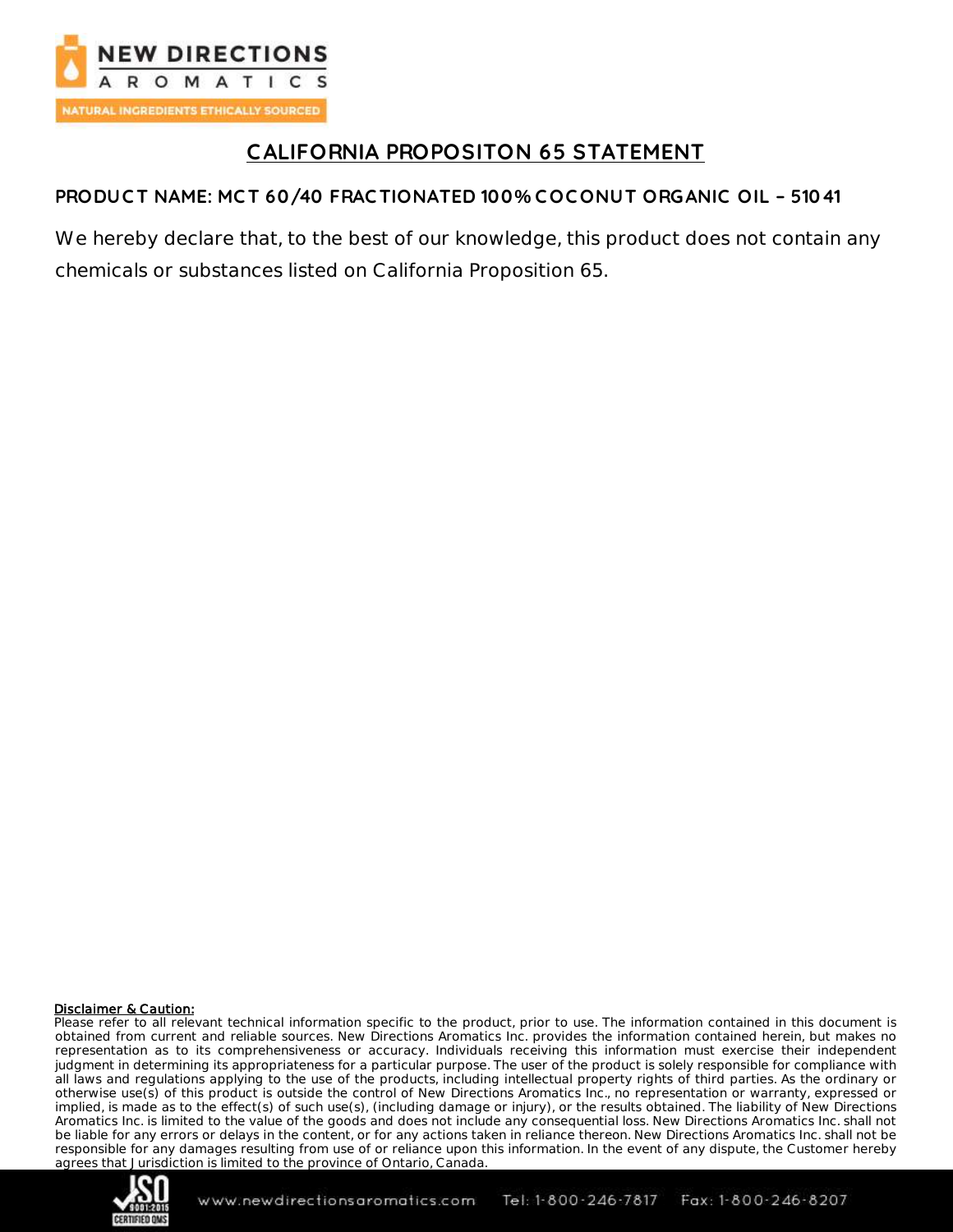# CALIFORNIA PROPOSITON 65 STATEMENT

**PRODUCT NAME: MCT 60/40 FRACTIONATED 100% COCONUT ORGANIC OIL – 51041**

We hereby declare that, to the best of our knowledge, this product does not contain any chemicals or substances listed on California Proposition 65.

**Disclaimer & Caution:**
Please refer to all relevant technical information specific to the product, prior to use. The information contained in this document is obtained from current and reliable sources. New Directions Aromatics Inc. provides the information contained herein, but makes no representation as to its comprehensiveness or accuracy. Individuals receiving this information must exercise their independent judgment in determining its appropriateness for a particular purpose. The user of the product is solely responsible for compliance with all laws and regulations applying to the use of the products, including intellectual property rights of third parties. As the ordinary or otherwise use(s) of this product is outside the control of New Directions Aromatics Inc., no representation or warranty, expressed or implied, is made as to the effect(s) of such use(s), (including damage or injury), or the results obtained. The liability of New Directions Aromatics Inc. is limited to the value of the goods and does not include any consequential loss. New Directions Aromatics Inc. shall not be liable for any errors or delays in the content, or for any actions taken in reliance thereon. New Directions Aromatics Inc. shall not be responsible for any damages resulting from use of or reliance upon this information. In the event of any dispute, the Customer hereby agrees that Jurisdiction is limited to the province of Ontario, Canada.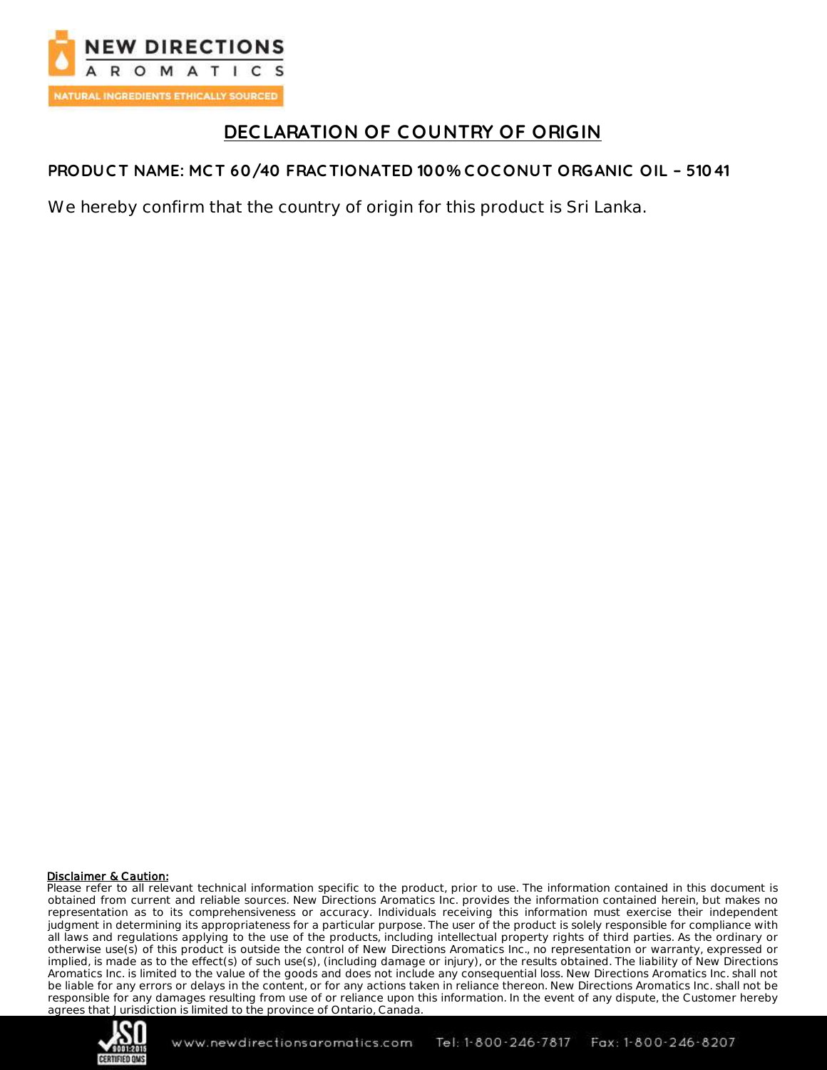# DECLARATION OF COUNTRY OF ORIGIN

**PRODUCT NAME: MCT 60/40 FRACTIONATED 100% COCONUT ORGANIC OIL – 51041**

We hereby confirm that the country of origin for this product is Sri Lanka.

**Disclaimer & Caution:**
Please refer to all relevant technical information specific to the product, prior to use. The information contained in this document is obtained from current and reliable sources. New Directions Aromatics Inc. provides the information contained herein, but makes no representation as to its comprehensiveness or accuracy. Individuals receiving this information must exercise their independent judgment in determining its appropriateness for a particular purpose. The user of the product is solely responsible for compliance with all laws and regulations applying to the use of the products, including intellectual property rights of third parties. As the ordinary or otherwise use(s) of this product is outside the control of New Directions Aromatics Inc., no representation or warranty, expressed or implied, is made as to the effect(s) of such use(s), (including damage or injury), or the results obtained. The liability of New Directions Aromatics Inc. is limited to the value of the goods and does not include any consequential loss. New Directions Aromatics Inc. shall not be liable for any errors or delays in the content, or for any actions taken in reliance thereon. New Directions Aromatics Inc. shall not be responsible for any damages resulting from use of or reliance upon this information. In the event of any dispute, the Customer hereby agrees that Jurisdiction is limited to the province of Ontario, Canada.